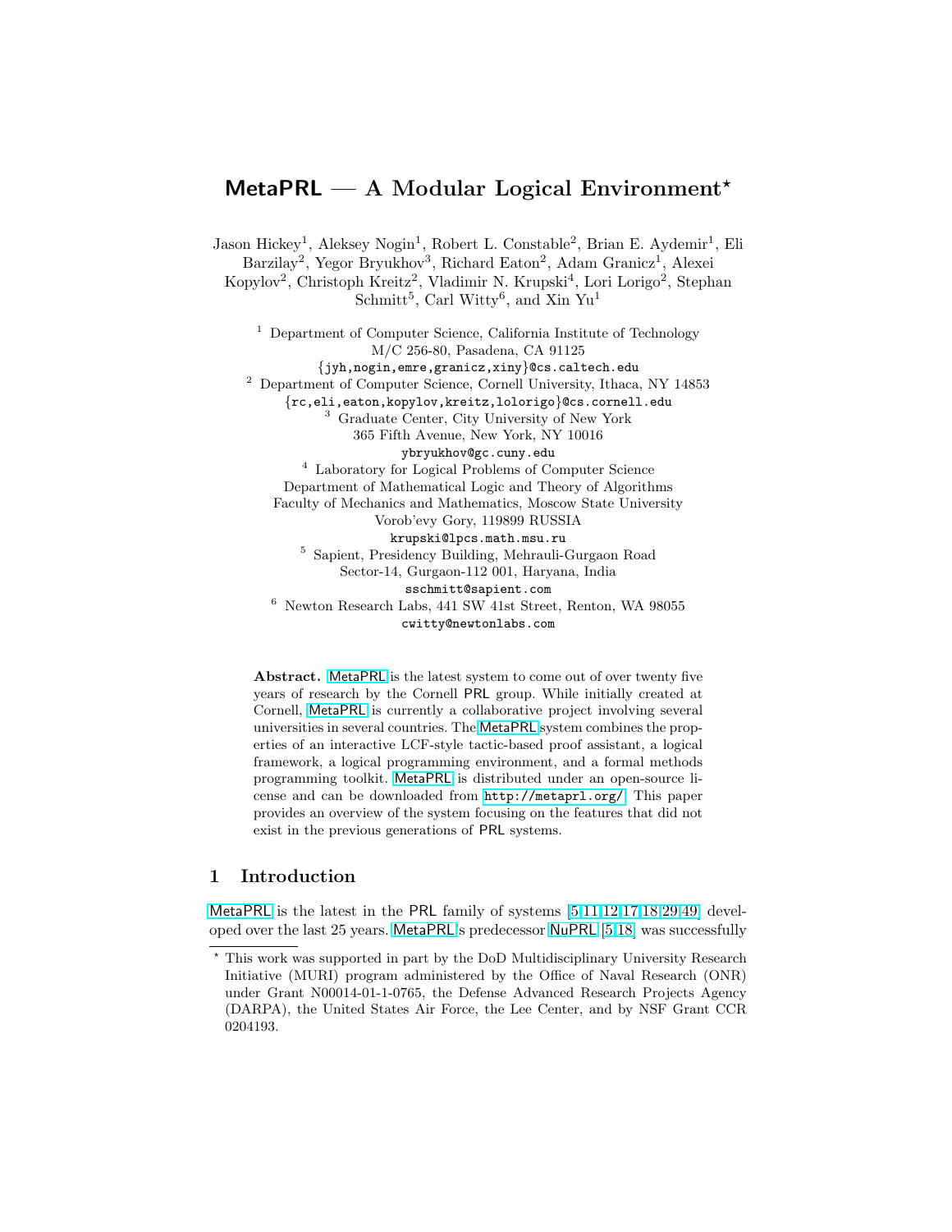# MetaPRL — A Modular Logical Environment*

Jason Hickey[1], Aleksey Nogin[1], Robert L. Constable[2], Brian E. Aydemir[1], Eli Barzilay[2], Yegor Bryukhov[3], Richard Eaton[2], Adam Granicz[1], Alexei Kopylov[2], Christoph Kreitz[2], Vladimir N. Krupski[4], Lori Lorigo[2], Stephan Schmitt[5], Carl Witty[6], and Xin Yu[1]

[1] Department of Computer Science, California Institute of Technology
M/C 256-80, Pasadena, CA 91125
{jyh,nogin,emre,granicz,xiny}@cs.caltech.edu

[2] Department of Computer Science, Cornell University, Ithaca, NY 14853
{rc,eli,eaton,kopylov,kreitz,lolorigo}@cs.cornell.edu

[3] Graduate Center, City University of New York
365 Fifth Avenue, New York, NY 10016
ybryukhov@gc.cuny.edu

[4] Laboratory for Logical Problems of Computer Science
Department of Mathematical Logic and Theory of Algorithms
Faculty of Mechanics and Mathematics, Moscow State University
Vorob'evy Gory, 119899 RUSSIA
krupski@lpcs.math.msu.ru

[5] Sapient, Presidency Building, Mehrauli-Gurgaon Road
Sector-14, Gurgaon-112 001, Haryana, India
sschmitt@sapient.com

[6] Newton Research Labs, 441 SW 41st Street, Renton, WA 98055
cwitty@newtonlabs.com

**Abstract.** MetaPRL is the latest system to come out of over twenty five years of research by the Cornell PRL group. While initially created at Cornell, MetaPRL is currently a collaborative project involving several universities in several countries. The MetaPRL system combines the properties of an interactive LCF-style tactic-based proof assistant, a logical framework, a logical programming environment, and a formal methods programming toolkit. MetaPRL is distributed under an open-source license and can be downloaded from http://metaprl.org/. This paper provides an overview of the system focusing on the features that did not exist in the previous generations of PRL systems.

## 1 Introduction

MetaPRL is the latest in the PRL family of systems [5,11,12,17,18,29,49] developed over the last 25 years. MetaPRL's predecessor NuPRL [5,18] was successfully

* This work was supported in part by the DoD Multidisciplinary University Research Initiative (MURI) program administered by the Office of Naval Research (ONR) under Grant N00014-01-1-0765, the Defense Advanced Research Projects Agency (DARPA), the United States Air Force, the Lee Center, and by NSF Grant CCR 0204193.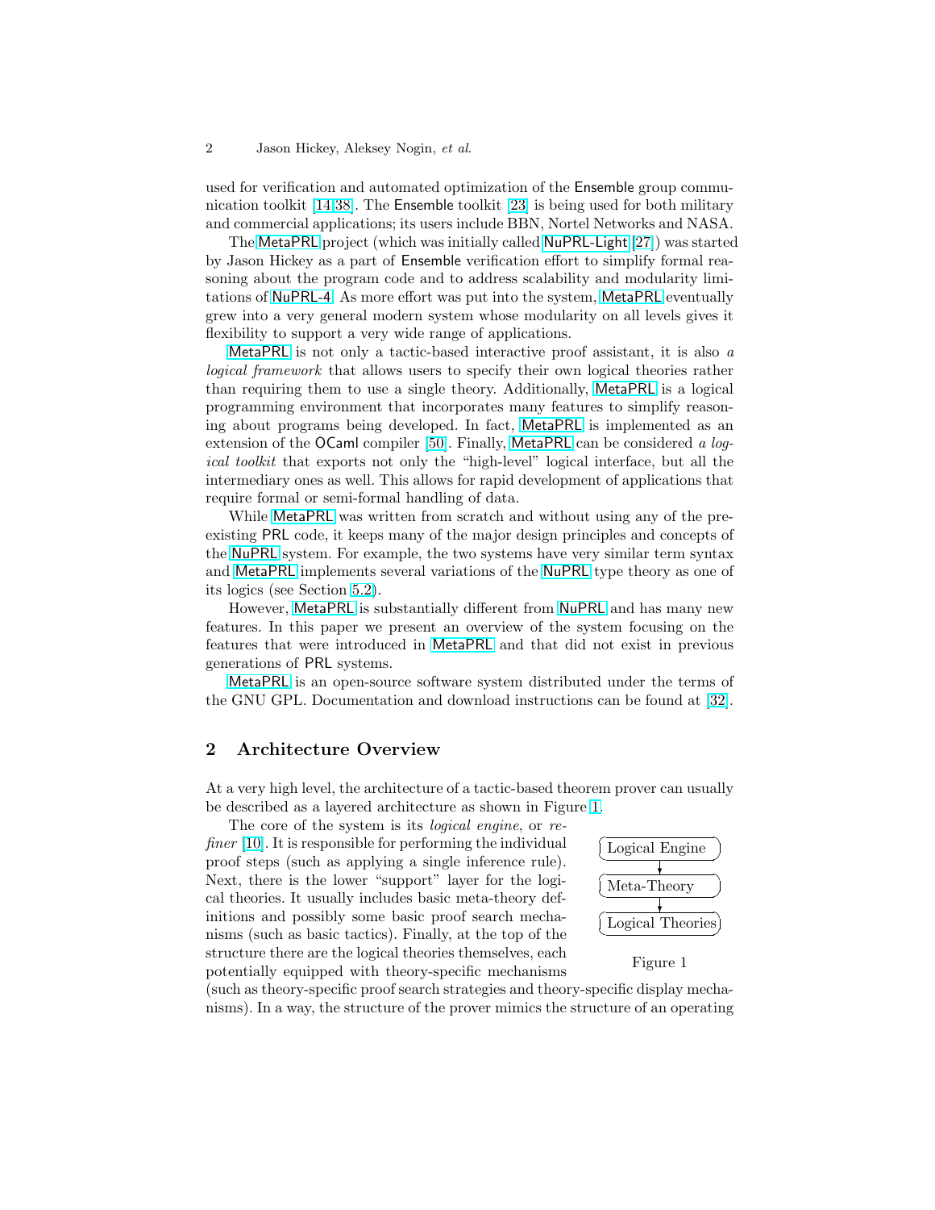used for verification and automated optimization of the Ensemble group communication toolkit [14,38]. The Ensemble toolkit [23] is being used for both military and commercial applications; its users include BBN, Nortel Networks and NASA.

The MetaPRL project (which was initially called NuPRL-Light [27]) was started by Jason Hickey as a part of Ensemble verification effort to simplify formal reasoning about the program code and to address scalability and modularity limitations of NuPRL-4. As more effort was put into the system, MetaPRL eventually grew into a very general modern system whose modularity on all levels gives it flexibility to support a very wide range of applications.

MetaPRL is not only a tactic-based interactive proof assistant, it is also *a logical framework* that allows users to specify their own logical theories rather than requiring them to use a single theory. Additionally, MetaPRL is a logical programming environment that incorporates many features to simplify reasoning about programs being developed. In fact, MetaPRL is implemented as an extension of the OCaml compiler [50]. Finally, MetaPRL can be considered *a logical toolkit* that exports not only the "high-level" logical interface, but all the intermediary ones as well. This allows for rapid development of applications that require formal or semi-formal handling of data.

While MetaPRL was written from scratch and without using any of the pre-existing PRL code, it keeps many of the major design principles and concepts of the NuPRL system. For example, the two systems have very similar term syntax and MetaPRL implements several variations of the NuPRL type theory as one of its logics (see Section 5.2).

However, MetaPRL is substantially different from NuPRL and has many new features. In this paper we present an overview of the system focusing on the features that were introduced in MetaPRL and that did not exist in previous generations of PRL systems.

MetaPRL is an open-source software system distributed under the terms of the GNU GPL. Documentation and download instructions can be found at [32].

## 2 Architecture Overview

At a very high level, the architecture of a tactic-based theorem prover can usually be described as a layered architecture as shown in Figure 1.

The core of the system is its *logical engine*, or *refiner* [10]. It is responsible for performing the individual proof steps (such as applying a single inference rule). Next, there is the lower "support" layer for the logical theories. It usually includes basic meta-theory definitions and possibly some basic proof search mechanisms (such as basic tactics). Finally, at the top of the structure there are the logical theories themselves, each potentially equipped with theory-specific mechanisms (such as theory-specific proof search strategies and theory-specific display mechanisms). In a way, the structure of the prover mimics the structure of an operating

Logical Engine → Meta-Theory → Logical Theories

Figure 1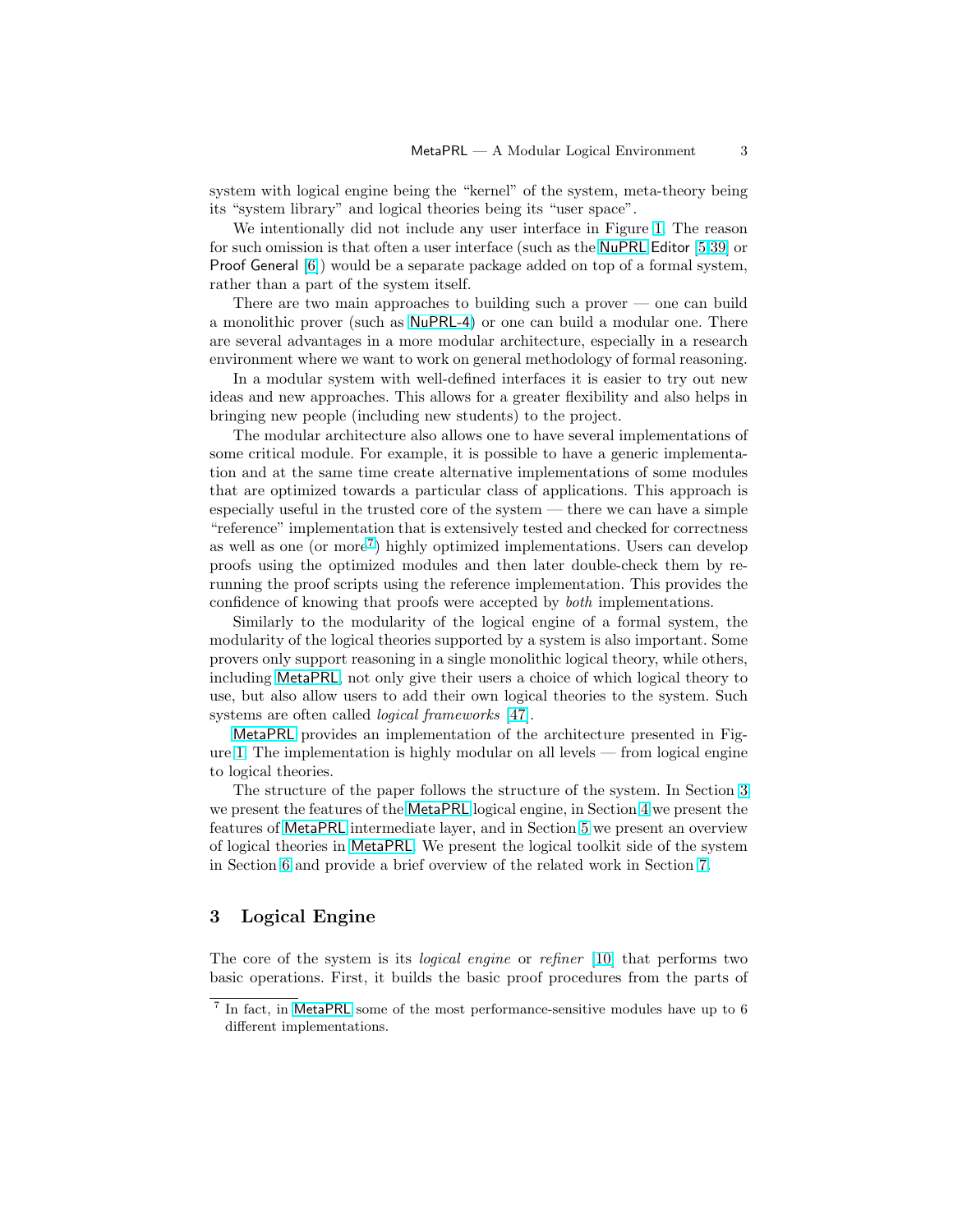system with logical engine being the "kernel" of the system, meta-theory being its "system library" and logical theories being its "user space".

We intentionally did not include any user interface in Figure 1. The reason for such omission is that often a user interface (such as the NuPRL Editor [5,39] or Proof General [6]) would be a separate package added on top of a formal system, rather than a part of the system itself.

There are two main approaches to building such a prover — one can build a monolithic prover (such as NuPRL-4) or one can build a modular one. There are several advantages in a more modular architecture, especially in a research environment where we want to work on general methodology of formal reasoning.

In a modular system with well-defined interfaces it is easier to try out new ideas and new approaches. This allows for a greater flexibility and also helps in bringing new people (including new students) to the project.

The modular architecture also allows one to have several implementations of some critical module. For example, it is possible to have a generic implementation and at the same time create alternative implementations of some modules that are optimized towards a particular class of applications. This approach is especially useful in the trusted core of the system — there we can have a simple "reference" implementation that is extensively tested and checked for correctness as well as one (or more[7]) highly optimized implementations. Users can develop proofs using the optimized modules and then later double-check them by re-running the proof scripts using the reference implementation. This provides the confidence of knowing that proofs were accepted by *both* implementations.

Similarly to the modularity of the logical engine of a formal system, the modularity of the logical theories supported by a system is also important. Some provers only support reasoning in a single monolithic logical theory, while others, including MetaPRL, not only give their users a choice of which logical theory to use, but also allow users to add their own logical theories to the system. Such systems are often called *logical frameworks* [47].

MetaPRL provides an implementation of the architecture presented in Figure 1. The implementation is highly modular on all levels — from logical engine to logical theories.

The structure of the paper follows the structure of the system. In Section 3 we present the features of the MetaPRL logical engine, in Section 4 we present the features of MetaPRL intermediate layer, and in Section 5 we present an overview of logical theories in MetaPRL. We present the logical toolkit side of the system in Section 6 and provide a brief overview of the related work in Section 7.

## 3 Logical Engine

The core of the system is its *logical engine* or *refiner* [10] that performs two basic operations. First, it builds the basic proof procedures from the parts of

[7] In fact, in MetaPRL some of the most performance-sensitive modules have up to 6 different implementations.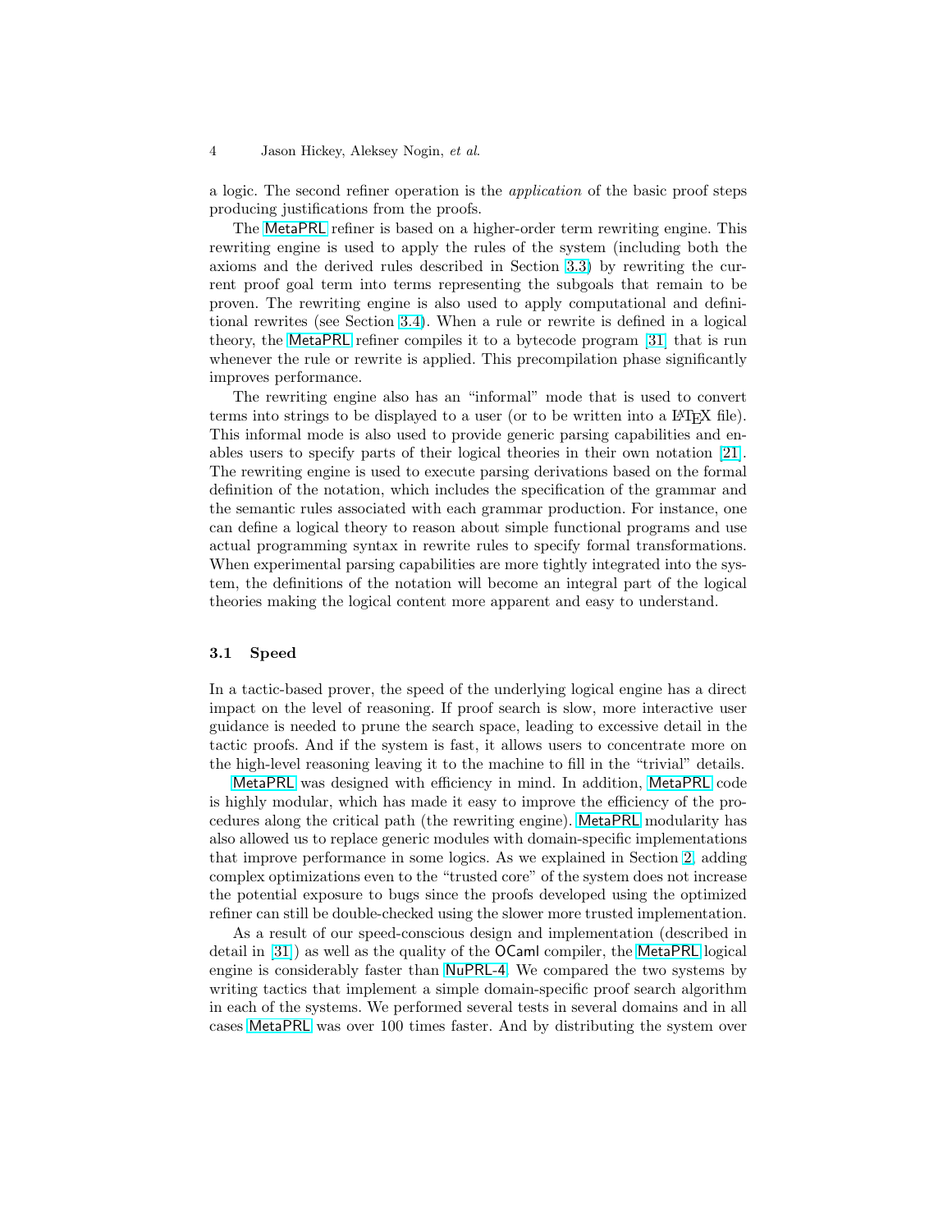a logic. The second refiner operation is the *application* of the basic proof steps producing justifications from the proofs.

The MetaPRL refiner is based on a higher-order term rewriting engine. This rewriting engine is used to apply the rules of the system (including both the axioms and the derived rules described in Section 3.3) by rewriting the current proof goal term into terms representing the subgoals that remain to be proven. The rewriting engine is also used to apply computational and definitional rewrites (see Section 3.4). When a rule or rewrite is defined in a logical theory, the MetaPRL refiner compiles it to a bytecode program [31] that is run whenever the rule or rewrite is applied. This precompilation phase significantly improves performance.

The rewriting engine also has an "informal" mode that is used to convert terms into strings to be displayed to a user (or to be written into a LaTeX file). This informal mode is also used to provide generic parsing capabilities and enables users to specify parts of their logical theories in their own notation [21]. The rewriting engine is used to execute parsing derivations based on the formal definition of the notation, which includes the specification of the grammar and the semantic rules associated with each grammar production. For instance, one can define a logical theory to reason about simple functional programs and use actual programming syntax in rewrite rules to specify formal transformations. When experimental parsing capabilities are more tightly integrated into the system, the definitions of the notation will become an integral part of the logical theories making the logical content more apparent and easy to understand.

### 3.1 Speed

In a tactic-based prover, the speed of the underlying logical engine has a direct impact on the level of reasoning. If proof search is slow, more interactive user guidance is needed to prune the search space, leading to excessive detail in the tactic proofs. And if the system is fast, it allows users to concentrate more on the high-level reasoning leaving it to the machine to fill in the "trivial" details.

MetaPRL was designed with efficiency in mind. In addition, MetaPRL code is highly modular, which has made it easy to improve the efficiency of the procedures along the critical path (the rewriting engine). MetaPRL modularity has also allowed us to replace generic modules with domain-specific implementations that improve performance in some logics. As we explained in Section 2, adding complex optimizations even to the "trusted core" of the system does not increase the potential exposure to bugs since the proofs developed using the optimized refiner can still be double-checked using the slower more trusted implementation.

As a result of our speed-conscious design and implementation (described in detail in [31]) as well as the quality of the OCaml compiler, the MetaPRL logical engine is considerably faster than NuPRL-4. We compared the two systems by writing tactics that implement a simple domain-specific proof search algorithm in each of the systems. We performed several tests in several domains and in all cases MetaPRL was over 100 times faster. And by distributing the system over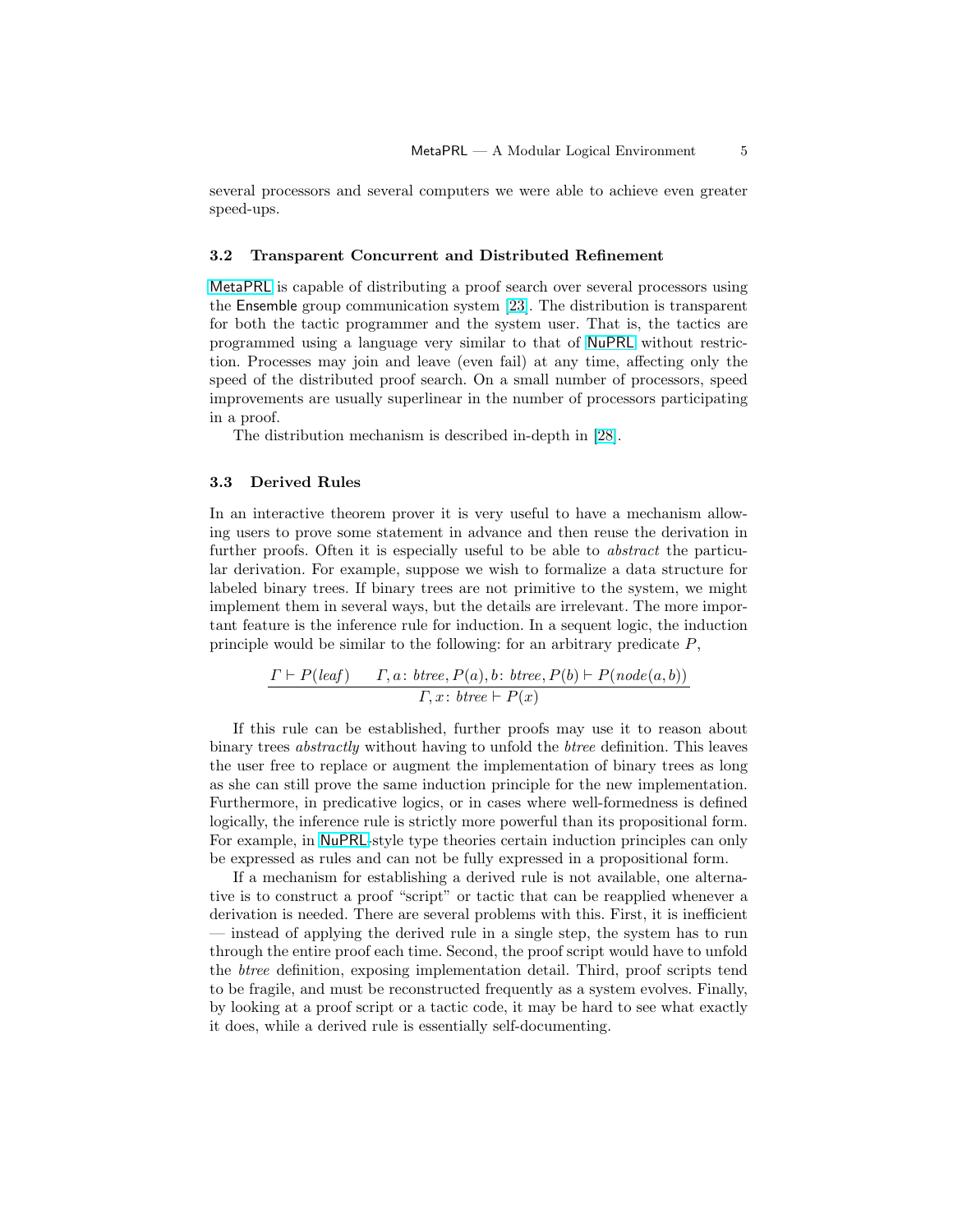several processors and several computers we were able to achieve even greater speed-ups.

### 3.2 Transparent Concurrent and Distributed Refinement

MetaPRL is capable of distributing a proof search over several processors using the Ensemble group communication system [23]. The distribution is transparent for both the tactic programmer and the system user. That is, the tactics are programmed using a language very similar to that of NuPRL without restriction. Processes may join and leave (even fail) at any time, affecting only the speed of the distributed proof search. On a small number of processors, speed improvements are usually superlinear in the number of processors participating in a proof.

The distribution mechanism is described in-depth in [28].

### 3.3 Derived Rules

In an interactive theorem prover it is very useful to have a mechanism allowing users to prove some statement in advance and then reuse the derivation in further proofs. Often it is especially useful to be able to *abstract* the particular derivation. For example, suppose we wish to formalize a data structure for labeled binary trees. If binary trees are not primitive to the system, we might implement them in several ways, but the details are irrelevant. The more important feature is the inference rule for induction. In a sequent logic, the induction principle would be similar to the following: for an arbitrary predicate $P$,

$$\frac{\Gamma \vdash P(\mathit{leaf}) \qquad \Gamma, a\colon \mathit{btree}, P(a), b\colon \mathit{btree}, P(b) \vdash P(\mathit{node}(a, b))}{\Gamma, x\colon \mathit{btree} \vdash P(x)}$$

If this rule can be established, further proofs may use it to reason about binary trees *abstractly* without having to unfold the *btree* definition. This leaves the user free to replace or augment the implementation of binary trees as long as she can still prove the same induction principle for the new implementation. Furthermore, in predicative logics, or in cases where well-formedness is defined logically, the inference rule is strictly more powerful than its propositional form. For example, in NuPRL-style type theories certain induction principles can only be expressed as rules and can not be fully expressed in a propositional form.

If a mechanism for establishing a derived rule is not available, one alternative is to construct a proof "script" or tactic that can be reapplied whenever a derivation is needed. There are several problems with this. First, it is inefficient — instead of applying the derived rule in a single step, the system has to run through the entire proof each time. Second, the proof script would have to unfold the *btree* definition, exposing implementation detail. Third, proof scripts tend to be fragile, and must be reconstructed frequently as a system evolves. Finally, by looking at a proof script or a tactic code, it may be hard to see what exactly it does, while a derived rule is essentially self-documenting.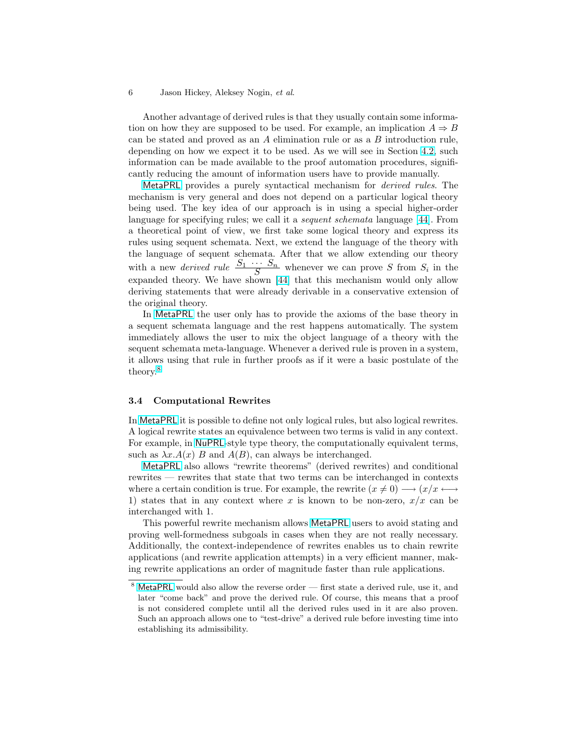Another advantage of derived rules is that they usually contain some information on how they are supposed to be used. For example, an implication $A \Rightarrow B$ can be stated and proved as an $A$ elimination rule or as a $B$ introduction rule, depending on how we expect it to be used. As we will see in Section 4.2, such information can be made available to the proof automation procedures, significantly reducing the amount of information users have to provide manually.

MetaPRL provides a purely syntactical mechanism for *derived rules*. The mechanism is very general and does not depend on a particular logical theory being used. The key idea of our approach is in using a special higher-order language for specifying rules; we call it a *sequent schemata* language [44]. From a theoretical point of view, we first take some logical theory and express its rules using sequent schemata. Next, we extend the language of the theory with the language of sequent schemata. After that we allow extending our theory with a new *derived rule* $\dfrac{S_1 \ \cdots \ S_n}{S}$ whenever we can prove $S$ from $S_i$ in the expanded theory. We have shown [44] that this mechanism would only allow deriving statements that were already derivable in a conservative extension of the original theory.

In MetaPRL the user only has to provide the axioms of the base theory in a sequent schemata language and the rest happens automatically. The system immediately allows the user to mix the object language of a theory with the sequent schemata meta-language. Whenever a derived rule is proven in a system, it allows using that rule in further proofs as if it were a basic postulate of the theory.[8]

### 3.4 Computational Rewrites

In MetaPRL it is possible to define not only logical rules, but also logical rewrites. A logical rewrite states an equivalence between two terms is valid in any context. For example, in NuPRL-style type theory, the computationally equivalent terms, such as $\lambda x.A(x)\ B$ and $A(B)$, can always be interchanged.

MetaPRL also allows "rewrite theorems" (derived rewrites) and conditional rewrites — rewrites that state that two terms can be interchanged in contexts where a certain condition is true. For example, the rewrite $(x \neq 0) \longrightarrow (x/x \longleftrightarrow 1)$ states that in any context where $x$ is known to be non-zero, $x/x$ can be interchanged with 1.

This powerful rewrite mechanism allows MetaPRL users to avoid stating and proving well-formedness subgoals in cases when they are not really necessary. Additionally, the context-independence of rewrites enables us to chain rewrite applications (and rewrite application attempts) in a very efficient manner, making rewrite applications an order of magnitude faster than rule applications.

---

[8] MetaPRL would also allow the reverse order — first state a derived rule, use it, and later "come back" and prove the derived rule. Of course, this means that a proof is not considered complete until all the derived rules used in it are also proven. Such an approach allows one to "test-drive" a derived rule before investing time into establishing its admissibility.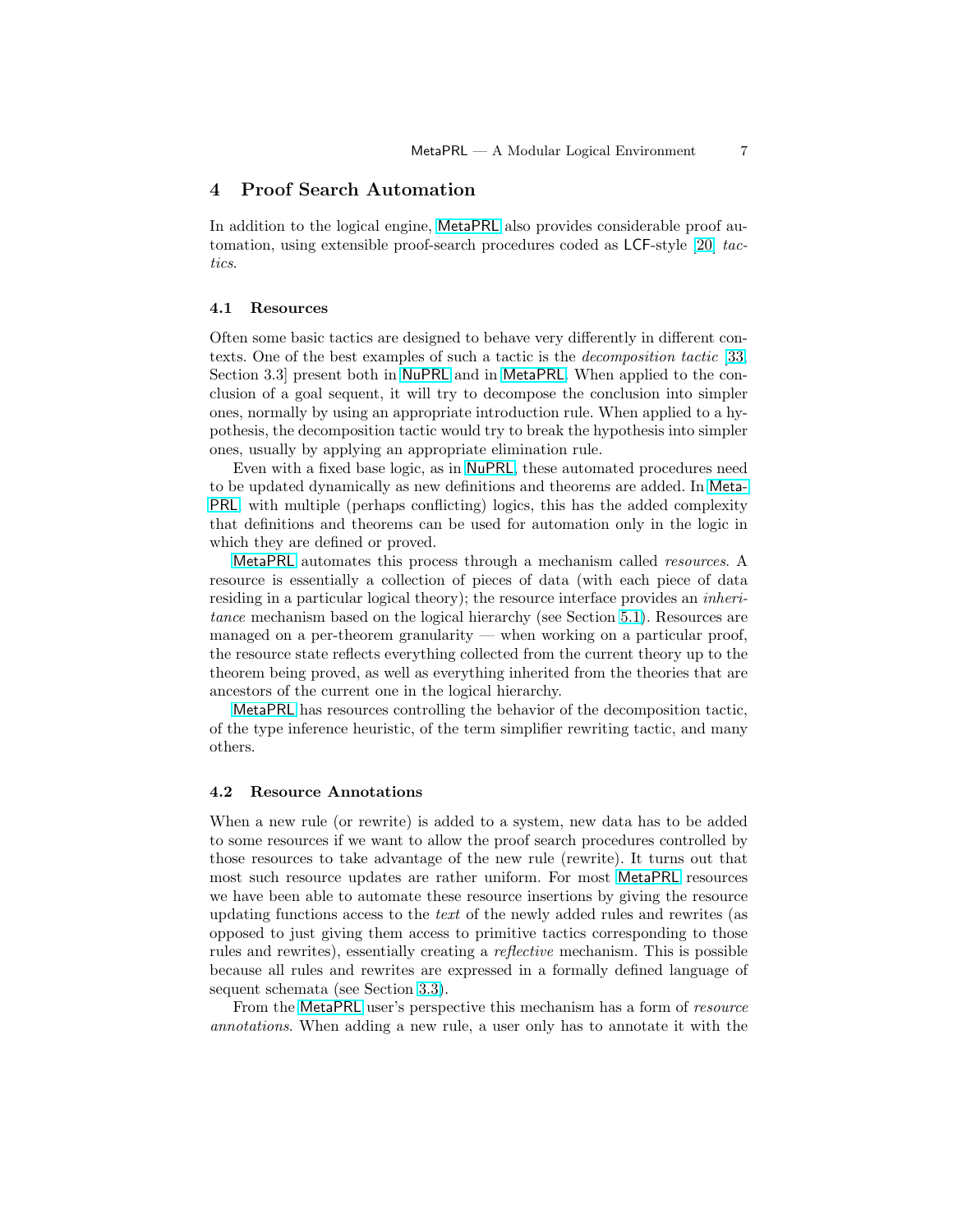## 4 Proof Search Automation

In addition to the logical engine, MetaPRL also provides considerable proof automation, using extensible proof-search procedures coded as LCF-style [20] *tactics*.

### 4.1 Resources

Often some basic tactics are designed to behave very differently in different contexts. One of the best examples of such a tactic is the *decomposition tactic* [33, Section 3.3] present both in NuPRL and in MetaPRL. When applied to the conclusion of a goal sequent, it will try to decompose the conclusion into simpler ones, normally by using an appropriate introduction rule. When applied to a hypothesis, the decomposition tactic would try to break the hypothesis into simpler ones, usually by applying an appropriate elimination rule.

Even with a fixed base logic, as in NuPRL, these automated procedures need to be updated dynamically as new definitions and theorems are added. In MetaPRL with multiple (perhaps conflicting) logics, this has the added complexity that definitions and theorems can be used for automation only in the logic in which they are defined or proved.

MetaPRL automates this process through a mechanism called *resources*. A resource is essentially a collection of pieces of data (with each piece of data residing in a particular logical theory); the resource interface provides an *inheritance* mechanism based on the logical hierarchy (see Section 5.1). Resources are managed on a per-theorem granularity — when working on a particular proof, the resource state reflects everything collected from the current theory up to the theorem being proved, as well as everything inherited from the theories that are ancestors of the current one in the logical hierarchy.

MetaPRL has resources controlling the behavior of the decomposition tactic, of the type inference heuristic, of the term simplifier rewriting tactic, and many others.

### 4.2 Resource Annotations

When a new rule (or rewrite) is added to a system, new data has to be added to some resources if we want to allow the proof search procedures controlled by those resources to take advantage of the new rule (rewrite). It turns out that most such resource updates are rather uniform. For most MetaPRL resources we have been able to automate these resource insertions by giving the resource updating functions access to the *text* of the newly added rules and rewrites (as opposed to just giving them access to primitive tactics corresponding to those rules and rewrites), essentially creating a *reflective* mechanism. This is possible because all rules and rewrites are expressed in a formally defined language of sequent schemata (see Section 3.3).

From the MetaPRL user's perspective this mechanism has a form of *resource annotations*. When adding a new rule, a user only has to annotate it with the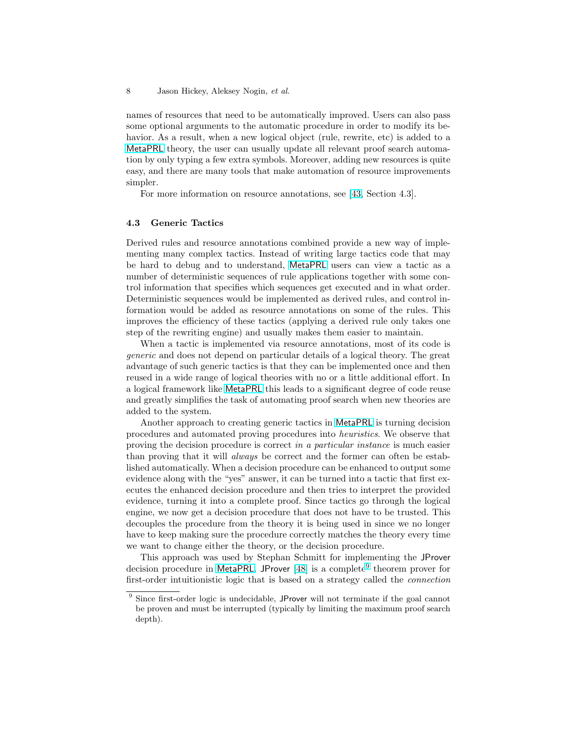names of resources that need to be automatically improved. Users can also pass some optional arguments to the automatic procedure in order to modify its behavior. As a result, when a new logical object (rule, rewrite, etc) is added to a MetaPRL theory, the user can usually update all relevant proof search automation by only typing a few extra symbols. Moreover, adding new resources is quite easy, and there are many tools that make automation of resource improvements simpler.

For more information on resource annotations, see [43, Section 4.3].

### 4.3 Generic Tactics

Derived rules and resource annotations combined provide a new way of implementing many complex tactics. Instead of writing large tactics code that may be hard to debug and to understand, MetaPRL users can view a tactic as a number of deterministic sequences of rule applications together with some control information that specifies which sequences get executed and in what order. Deterministic sequences would be implemented as derived rules, and control information would be added as resource annotations on some of the rules. This improves the efficiency of these tactics (applying a derived rule only takes one step of the rewriting engine) and usually makes them easier to maintain.

When a tactic is implemented via resource annotations, most of its code is *generic* and does not depend on particular details of a logical theory. The great advantage of such generic tactics is that they can be implemented once and then reused in a wide range of logical theories with no or a little additional effort. In a logical framework like MetaPRL this leads to a significant degree of code reuse and greatly simplifies the task of automating proof search when new theories are added to the system.

Another approach to creating generic tactics in MetaPRL is turning decision procedures and automated proving procedures into *heuristics*. We observe that proving the decision procedure is correct *in a particular instance* is much easier than proving that it will *always* be correct and the former can often be established automatically. When a decision procedure can be enhanced to output some evidence along with the "yes" answer, it can be turned into a tactic that first executes the enhanced decision procedure and then tries to interpret the provided evidence, turning it into a complete proof. Since tactics go through the logical engine, we now get a decision procedure that does not have to be trusted. This decouples the procedure from the theory it is being used in since we no longer have to keep making sure the procedure correctly matches the theory every time we want to change either the theory, or the decision procedure.

This approach was used by Stephan Schmitt for implementing the JProver decision procedure in MetaPRL. JProver [48] is a complete[9] theorem prover for first-order intuitionistic logic that is based on a strategy called the *connection*

[9] Since first-order logic is undecidable, JProver will not terminate if the goal cannot be proven and must be interrupted (typically by limiting the maximum proof search depth).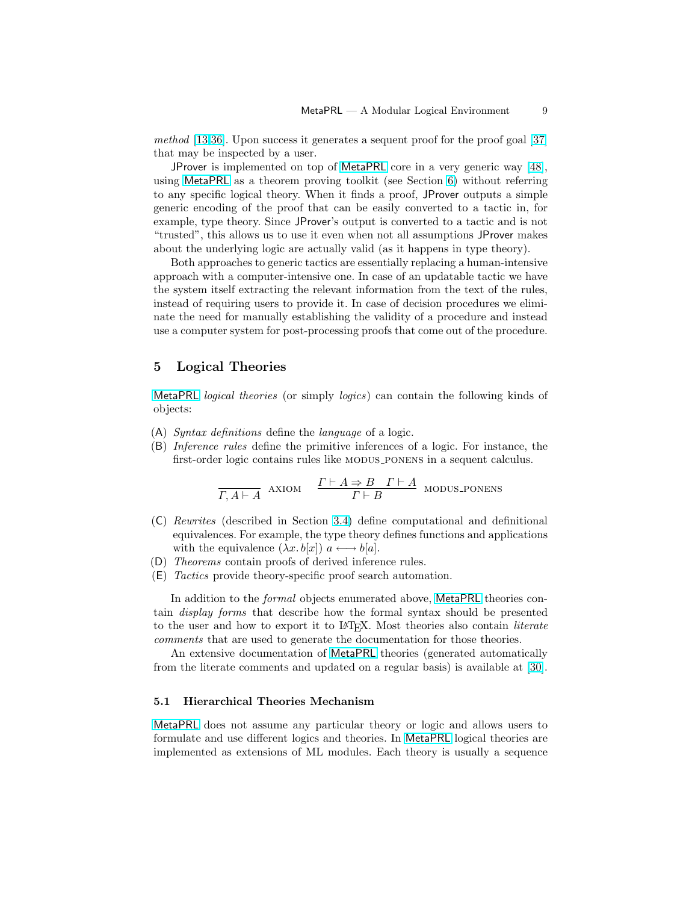*method* [13,36]. Upon success it generates a sequent proof for the proof goal [37] that may be inspected by a user.

JProver is implemented on top of MetaPRL core in a very generic way [48], using MetaPRL as a theorem proving toolkit (see Section 6) without referring to any specific logical theory. When it finds a proof, JProver outputs a simple generic encoding of the proof that can be easily converted to a tactic in, for example, type theory. Since JProver's output is converted to a tactic and is not "trusted", this allows us to use it even when not all assumptions JProver makes about the underlying logic are actually valid (as it happens in type theory).

Both approaches to generic tactics are essentially replacing a human-intensive approach with a computer-intensive one. In case of an updatable tactic we have the system itself extracting the relevant information from the text of the rules, instead of requiring users to provide it. In case of decision procedures we eliminate the need for manually establishing the validity of a procedure and instead use a computer system for post-processing proofs that come out of the procedure.

## 5 Logical Theories

MetaPRL *logical theories* (or simply *logics*) can contain the following kinds of objects:

(A) *Syntax definitions* define the *language* of a logic.

(B) *Inference rules* define the primitive inferences of a logic. For instance, the first-order logic contains rules like MODUS_PONENS in a sequent calculus.

$$\frac{}{\Gamma, A \vdash A}\ \text{AXIOM} \qquad \frac{\Gamma \vdash A \Rightarrow B \quad \Gamma \vdash A}{\Gamma \vdash B}\ \text{MODUS\_PONENS}$$

(C) *Rewrites* (described in Section 3.4) define computational and definitional equivalences. For example, the type theory defines functions and applications with the equivalence $(\lambda x.\, b[x])\ a \longleftrightarrow b[a]$.

(D) *Theorems* contain proofs of derived inference rules.

(E) *Tactics* provide theory-specific proof search automation.

In addition to the *formal* objects enumerated above, MetaPRL theories contain *display forms* that describe how the formal syntax should be presented to the user and how to export it to LaTeX. Most theories also contain *literate comments* that are used to generate the documentation for those theories.

An extensive documentation of MetaPRL theories (generated automatically from the literate comments and updated on a regular basis) is available at [30].

### 5.1 Hierarchical Theories Mechanism

MetaPRL does not assume any particular theory or logic and allows users to formulate and use different logics and theories. In MetaPRL logical theories are implemented as extensions of ML modules. Each theory is usually a sequence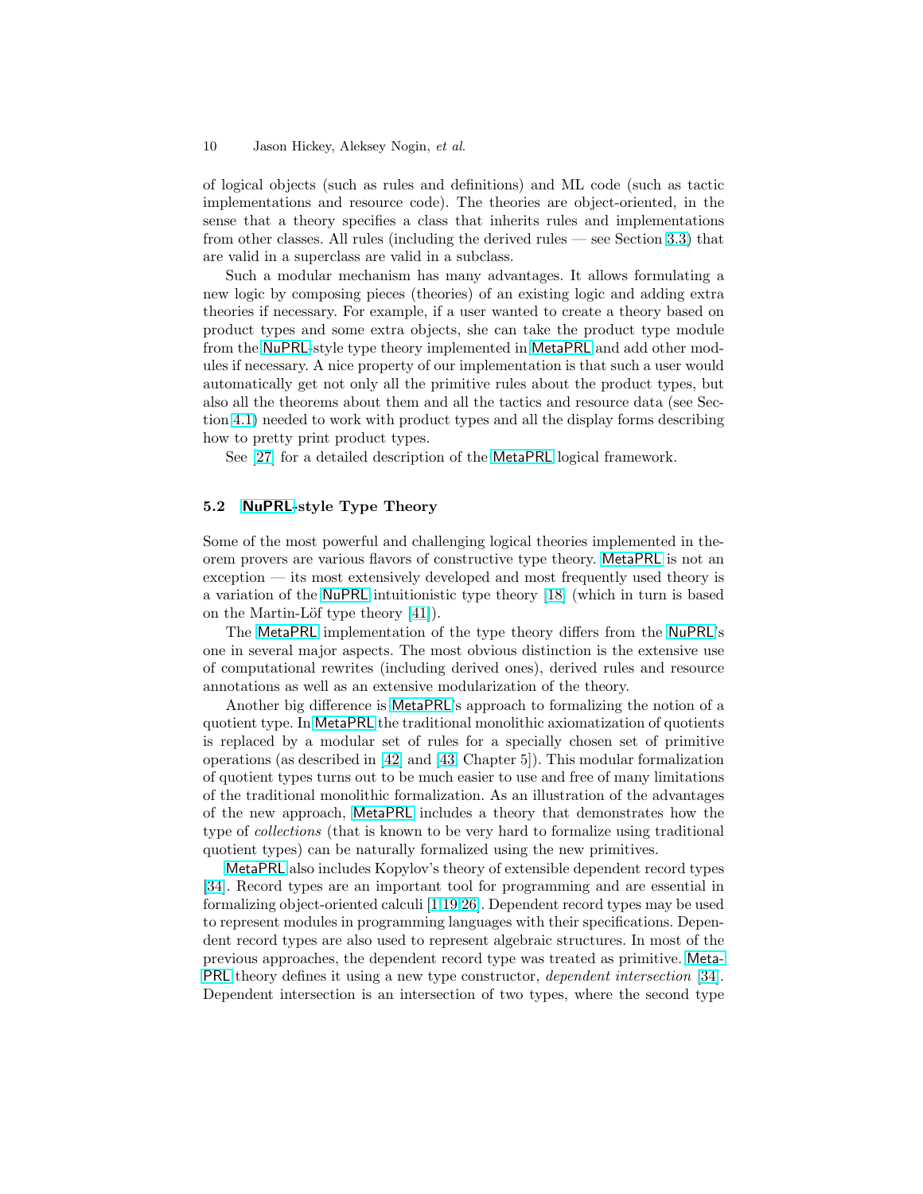of logical objects (such as rules and definitions) and ML code (such as tactic implementations and resource code). The theories are object-oriented, in the sense that a theory specifies a class that inherits rules and implementations from other classes. All rules (including the derived rules — see Section 3.3) that are valid in a superclass are valid in a subclass.

Such a modular mechanism has many advantages. It allows formulating a new logic by composing pieces (theories) of an existing logic and adding extra theories if necessary. For example, if a user wanted to create a theory based on product types and some extra objects, she can take the product type module from the NuPRL-style type theory implemented in MetaPRL and add other modules if necessary. A nice property of our implementation is that such a user would automatically get not only all the primitive rules about the product types, but also all the theorems about them and all the tactics and resource data (see Section 4.1) needed to work with product types and all the display forms describing how to pretty print product types.

See [27] for a detailed description of the MetaPRL logical framework.

### 5.2 NuPRL-style Type Theory

Some of the most powerful and challenging logical theories implemented in theorem provers are various flavors of constructive type theory. MetaPRL is not an exception — its most extensively developed and most frequently used theory is a variation of the NuPRL intuitionistic type theory [18] (which in turn is based on the Martin-Löf type theory [41]).

The MetaPRL implementation of the type theory differs from the NuPRL's one in several major aspects. The most obvious distinction is the extensive use of computational rewrites (including derived ones), derived rules and resource annotations as well as an extensive modularization of the theory.

Another big difference is MetaPRL's approach to formalizing the notion of a quotient type. In MetaPRL the traditional monolithic axiomatization of quotients is replaced by a modular set of rules for a specially chosen set of primitive operations (as described in [42] and [43, Chapter 5]). This modular formalization of quotient types turns out to be much easier to use and free of many limitations of the traditional monolithic formalization. As an illustration of the advantages of the new approach, MetaPRL includes a theory that demonstrates how the type of *collections* (that is known to be very hard to formalize using traditional quotient types) can be naturally formalized using the new primitives.

MetaPRL also includes Kopylov's theory of extensible dependent record types [34]. Record types are an important tool for programming and are essential in formalizing object-oriented calculi [1,19,26]. Dependent record types may be used to represent modules in programming languages with their specifications. Dependent record types are also used to represent algebraic structures. In most of the previous approaches, the dependent record type was treated as primitive. MetaPRL theory defines it using a new type constructor, *dependent intersection* [34]. Dependent intersection is an intersection of two types, where the second type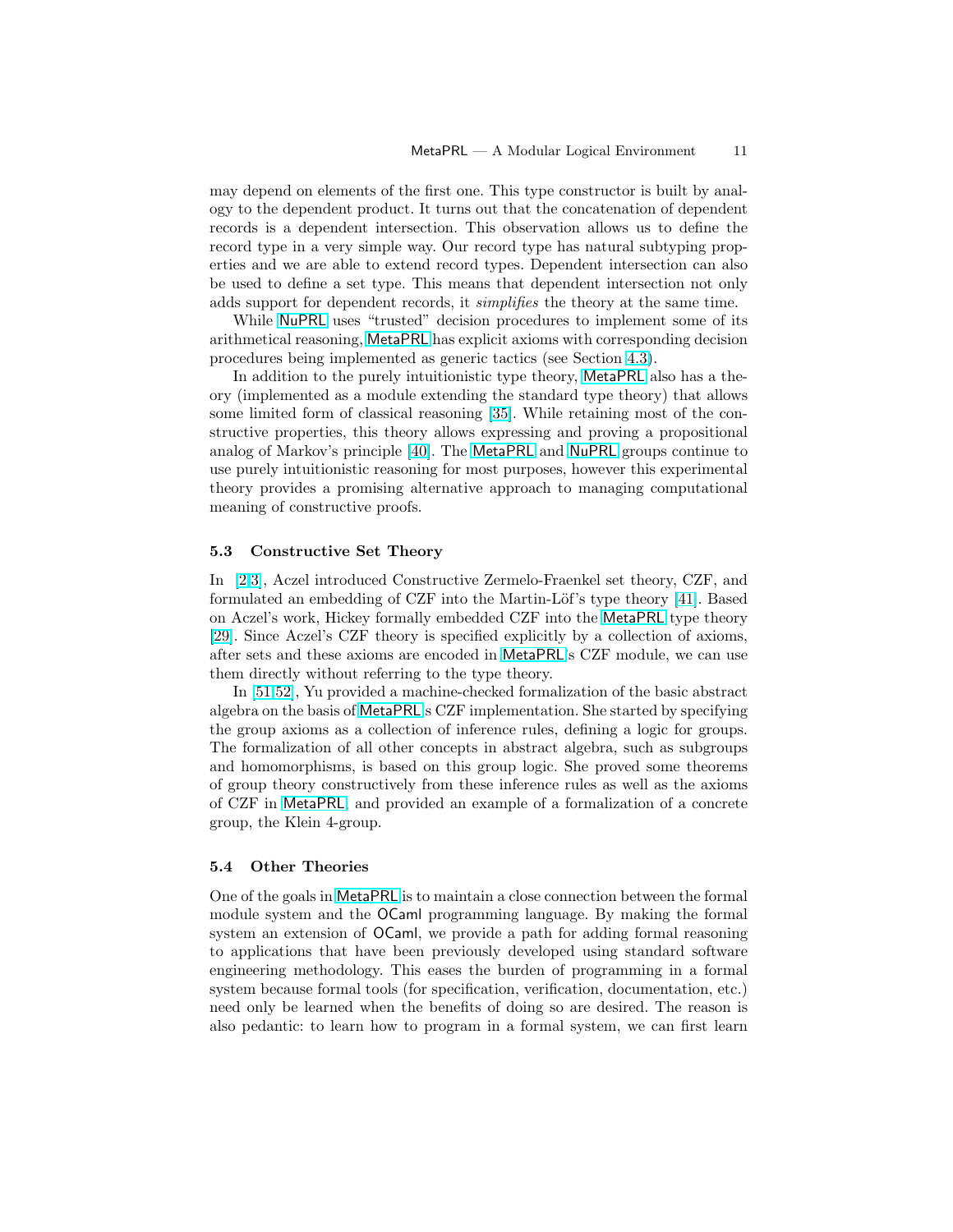may depend on elements of the first one. This type constructor is built by analogy to the dependent product. It turns out that the concatenation of dependent records is a dependent intersection. This observation allows us to define the record type in a very simple way. Our record type has natural subtyping properties and we are able to extend record types. Dependent intersection can also be used to define a set type. This means that dependent intersection not only adds support for dependent records, it *simplifies* the theory at the same time.

While NuPRL uses "trusted" decision procedures to implement some of its arithmetical reasoning, MetaPRL has explicit axioms with corresponding decision procedures being implemented as generic tactics (see Section 4.3).

In addition to the purely intuitionistic type theory, MetaPRL also has a theory (implemented as a module extending the standard type theory) that allows some limited form of classical reasoning [35]. While retaining most of the constructive properties, this theory allows expressing and proving a propositional analog of Markov's principle [40]. The MetaPRL and NuPRL groups continue to use purely intuitionistic reasoning for most purposes, however this experimental theory provides a promising alternative approach to managing computational meaning of constructive proofs.

### 5.3 Constructive Set Theory

In [2,3], Aczel introduced Constructive Zermelo-Fraenkel set theory, CZF, and formulated an embedding of CZF into the Martin-Löf's type theory [41]. Based on Aczel's work, Hickey formally embedded CZF into the MetaPRL type theory [29]. Since Aczel's CZF theory is specified explicitly by a collection of axioms, after sets and these axioms are encoded in MetaPRL's CZF module, we can use them directly without referring to the type theory.

In [51,52], Yu provided a machine-checked formalization of the basic abstract algebra on the basis of MetaPRL's CZF implementation. She started by specifying the group axioms as a collection of inference rules, defining a logic for groups. The formalization of all other concepts in abstract algebra, such as subgroups and homomorphisms, is based on this group logic. She proved some theorems of group theory constructively from these inference rules as well as the axioms of CZF in MetaPRL, and provided an example of a formalization of a concrete group, the Klein 4-group.

### 5.4 Other Theories

One of the goals in MetaPRL is to maintain a close connection between the formal module system and the OCaml programming language. By making the formal system an extension of OCaml, we provide a path for adding formal reasoning to applications that have been previously developed using standard software engineering methodology. This eases the burden of programming in a formal system because formal tools (for specification, verification, documentation, etc.) need only be learned when the benefits of doing so are desired. The reason is also pedantic: to learn how to program in a formal system, we can first learn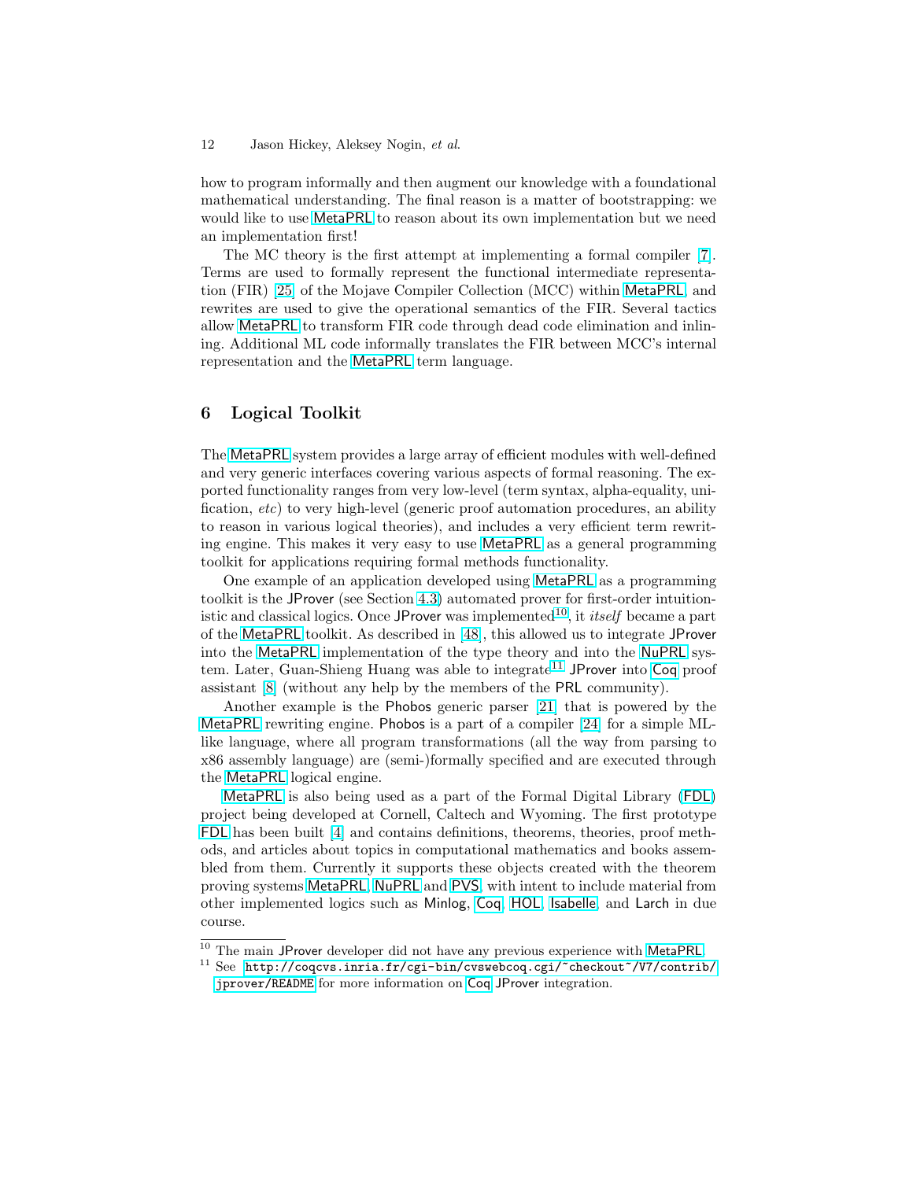how to program informally and then augment our knowledge with a foundational mathematical understanding. The final reason is a matter of bootstrapping: we would like to use MetaPRL to reason about its own implementation but we need an implementation first!

The MC theory is the first attempt at implementing a formal compiler [7]. Terms are used to formally represent the functional intermediate representation (FIR) [25] of the Mojave Compiler Collection (MCC) within MetaPRL, and rewrites are used to give the operational semantics of the FIR. Several tactics allow MetaPRL to transform FIR code through dead code elimination and inlining. Additional ML code informally translates the FIR between MCC's internal representation and the MetaPRL term language.

## 6 Logical Toolkit

The MetaPRL system provides a large array of efficient modules with well-defined and very generic interfaces covering various aspects of formal reasoning. The exported functionality ranges from very low-level (term syntax, alpha-equality, unification, *etc*) to very high-level (generic proof automation procedures, an ability to reason in various logical theories), and includes a very efficient term rewriting engine. This makes it very easy to use MetaPRL as a general programming toolkit for applications requiring formal methods functionality.

One example of an application developed using MetaPRL as a programming toolkit is the JProver (see Section 4.3) automated prover for first-order intuitionistic and classical logics. Once JProver was implemented[10], it *itself* became a part of the MetaPRL toolkit. As described in [48], this allowed us to integrate JProver into the MetaPRL implementation of the type theory and into the NuPRL system. Later, Guan-Shieng Huang was able to integrate[11] JProver into Coq proof assistant [8] (without any help by the members of the PRL community).

Another example is the Phobos generic parser [21] that is powered by the MetaPRL rewriting engine. Phobos is a part of a compiler [24] for a simple ML-like language, where all program transformations (all the way from parsing to x86 assembly language) are (semi-)formally specified and are executed through the MetaPRL logical engine.

MetaPRL is also being used as a part of the Formal Digital Library (FDL) project being developed at Cornell, Caltech and Wyoming. The first prototype FDL has been built [4] and contains definitions, theorems, theories, proof methods, and articles about topics in computational mathematics and books assembled from them. Currently it supports these objects created with the theorem proving systems MetaPRL, NuPRL and PVS, with intent to include material from other implemented logics such as Minlog, Coq, HOL, Isabelle, and Larch in due course.

[10] The main JProver developer did not have any previous experience with MetaPRL.

[11] See `http://coqcvs.inria.fr/cgi-bin/cvswebcoq.cgi/~checkout~/V7/contrib/jprover/README` for more information on Coq JProver integration.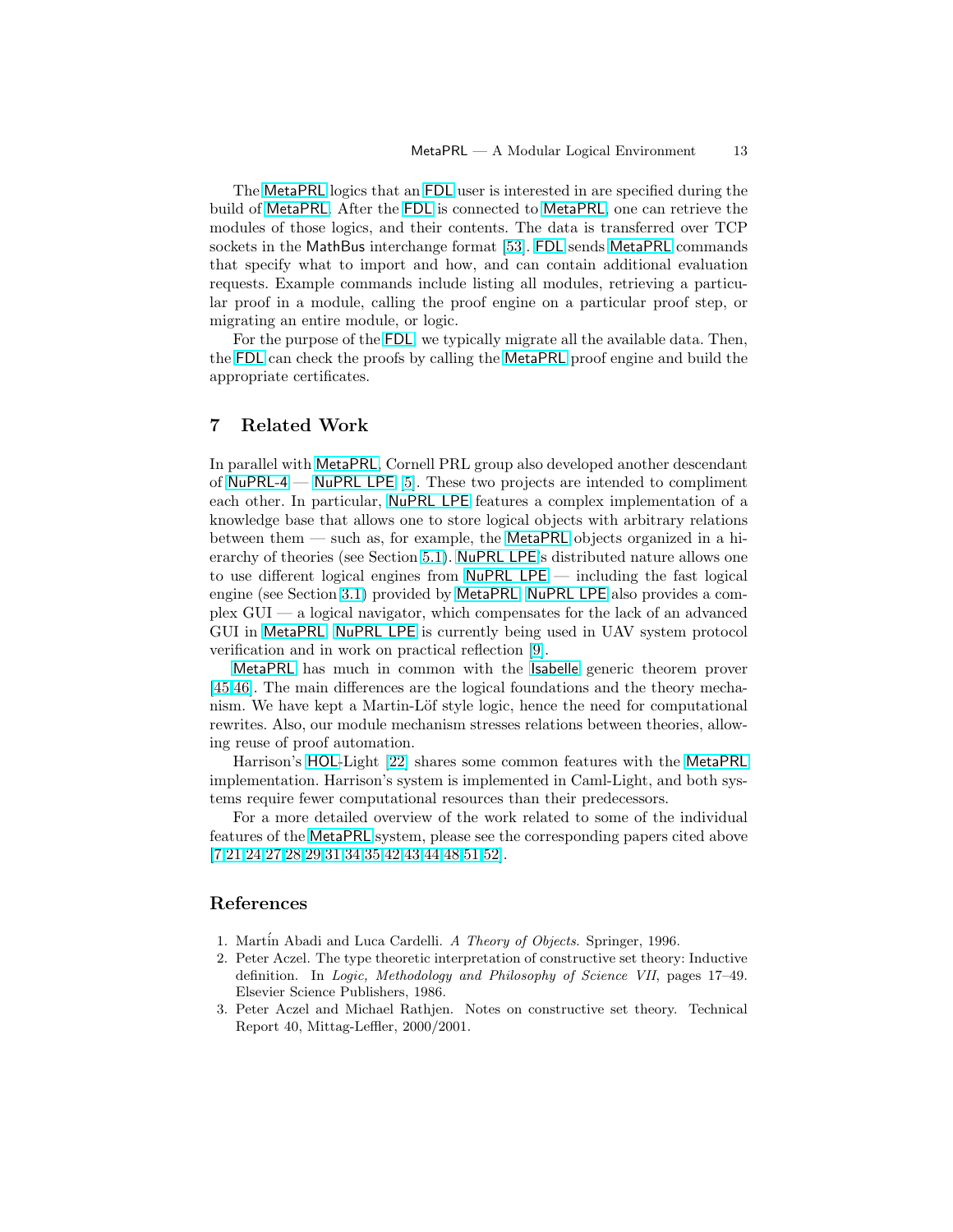The MetaPRL logics that an FDL user is interested in are specified during the build of MetaPRL. After the FDL is connected to MetaPRL, one can retrieve the modules of those logics, and their contents. The data is transferred over TCP sockets in the MathBus interchange format [53]. FDL sends MetaPRL commands that specify what to import and how, and can contain additional evaluation requests. Example commands include listing all modules, retrieving a particular proof in a module, calling the proof engine on a particular proof step, or migrating an entire module, or logic.

For the purpose of the FDL, we typically migrate all the available data. Then, the FDL can check the proofs by calling the MetaPRL proof engine and build the appropriate certificates.

## 7 Related Work

In parallel with MetaPRL, Cornell PRL group also developed another descendant of NuPRL-4 — NuPRL LPE [5]. These two projects are intended to compliment each other. In particular, NuPRL LPE features a complex implementation of a knowledge base that allows one to store logical objects with arbitrary relations between them — such as, for example, the MetaPRL objects organized in a hierarchy of theories (see Section 5.1). NuPRL LPE's distributed nature allows one to use different logical engines from NuPRL LPE — including the fast logical engine (see Section 3.1) provided by MetaPRL. NuPRL LPE also provides a complex GUI — a logical navigator, which compensates for the lack of an advanced GUI in MetaPRL. NuPRL LPE is currently being used in UAV system protocol verification and in work on practical reflection [9].

MetaPRL has much in common with the Isabelle generic theorem prover [45,46]. The main differences are the logical foundations and the theory mechanism. We have kept a Martin-Löf style logic, hence the need for computational rewrites. Also, our module mechanism stresses relations between theories, allowing reuse of proof automation.

Harrison's HOL-Light [22] shares some common features with the MetaPRL implementation. Harrison's system is implemented in Caml-Light, and both systems require fewer computational resources than their predecessors.

For a more detailed overview of the work related to some of the individual features of the MetaPRL system, please see the corresponding papers cited above [7,21,24,27,28,29,31,34,35,42,43,44,48,51,52].

## References

1. Martín Abadi and Luca Cardelli. *A Theory of Objects*. Springer, 1996.
2. Peter Aczel. The type theoretic interpretation of constructive set theory: Inductive definition. In *Logic, Methodology and Philosophy of Science VII*, pages 17–49. Elsevier Science Publishers, 1986.
3. Peter Aczel and Michael Rathjen. Notes on constructive set theory. Technical Report 40, Mittag-Leffler, 2000/2001.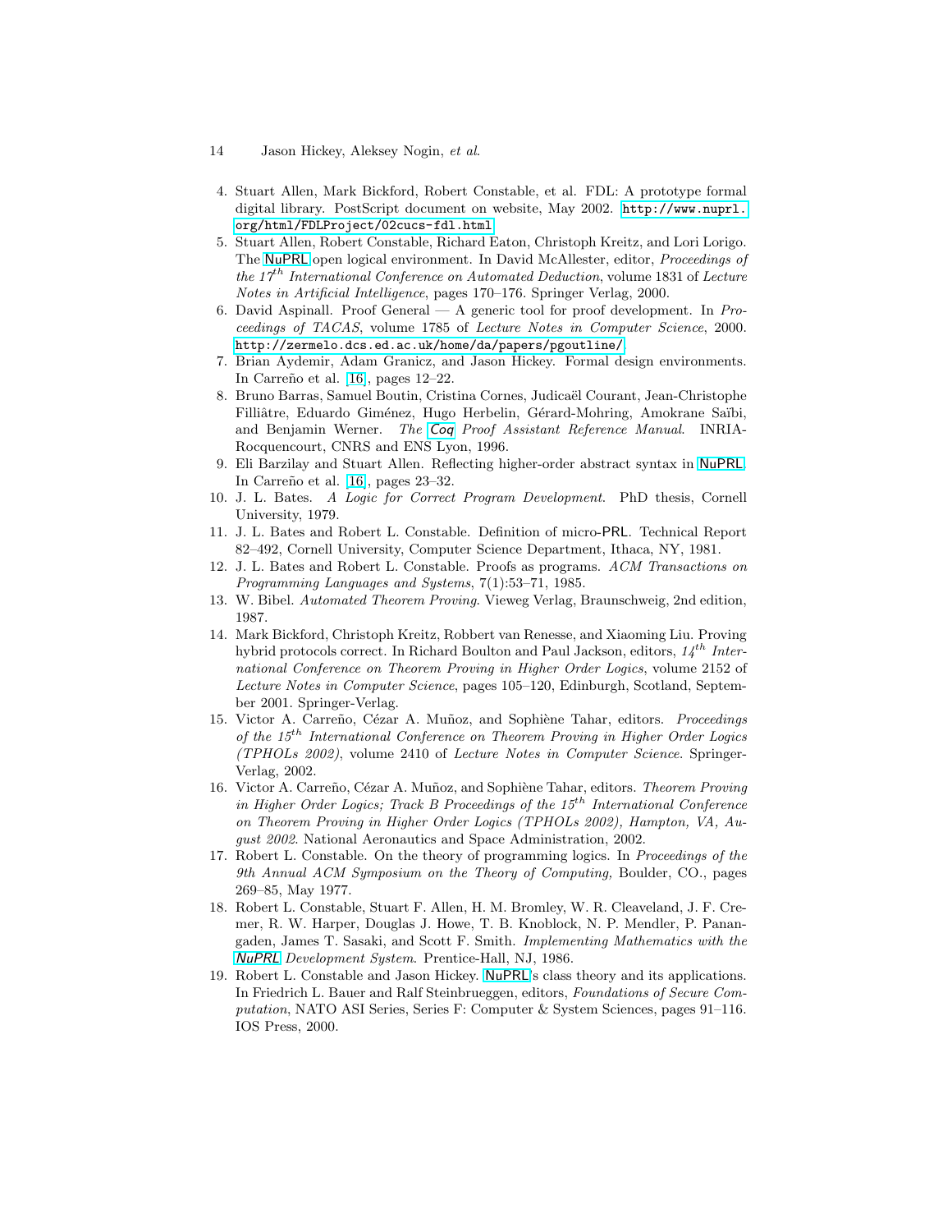4. Stuart Allen, Mark Bickford, Robert Constable, et al. FDL: A prototype formal digital library. PostScript document on website, May 2002. http://www.nuprl.org/html/FDLProject/02cucs-fdl.html.
5. Stuart Allen, Robert Constable, Richard Eaton, Christoph Kreitz, and Lori Lorigo. The NuPRL open logical environment. In David McAllester, editor, *Proceedings of the 17$^{th}$ International Conference on Automated Deduction*, volume 1831 of *Lecture Notes in Artificial Intelligence*, pages 170–176. Springer Verlag, 2000.
6. David Aspinall. Proof General — A generic tool for proof development. In *Proceedings of TACAS*, volume 1785 of *Lecture Notes in Computer Science*, 2000. http://zermelo.dcs.ed.ac.uk/home/da/papers/pgoutline/.
7. Brian Aydemir, Adam Granicz, and Jason Hickey. Formal design environments. In Carreño et al. [16], pages 12–22.
8. Bruno Barras, Samuel Boutin, Cristina Cornes, Judicaël Courant, Jean-Christophe Filliâtre, Eduardo Giménez, Hugo Herbelin, Gérard-Mohring, Amokrane Saïbi, and Benjamin Werner. *The Coq Proof Assistant Reference Manual*. INRIA-Rocquencourt, CNRS and ENS Lyon, 1996.
9. Eli Barzilay and Stuart Allen. Reflecting higher-order abstract syntax in NuPRL. In Carreño et al. [16], pages 23–32.
10. J. L. Bates. *A Logic for Correct Program Development*. PhD thesis, Cornell University, 1979.
11. J. L. Bates and Robert L. Constable. Definition of micro-PRL. Technical Report 82–492, Cornell University, Computer Science Department, Ithaca, NY, 1981.
12. J. L. Bates and Robert L. Constable. Proofs as programs. *ACM Transactions on Programming Languages and Systems*, 7(1):53–71, 1985.
13. W. Bibel. *Automated Theorem Proving*. Vieweg Verlag, Braunschweig, 2nd edition, 1987.
14. Mark Bickford, Christoph Kreitz, Robbert van Renesse, and Xiaoming Liu. Proving hybrid protocols correct. In Richard Boulton and Paul Jackson, editors, *14$^{th}$ International Conference on Theorem Proving in Higher Order Logics*, volume 2152 of *Lecture Notes in Computer Science*, pages 105–120, Edinburgh, Scotland, September 2001. Springer-Verlag.
15. Victor A. Carreño, Cézar A. Muñoz, and Sophiène Tahar, editors. *Proceedings of the 15$^{th}$ International Conference on Theorem Proving in Higher Order Logics (TPHOLs 2002)*, volume 2410 of *Lecture Notes in Computer Science*. Springer-Verlag, 2002.
16. Victor A. Carreño, Cézar A. Muñoz, and Sophiène Tahar, editors. *Theorem Proving in Higher Order Logics; Track B Proceedings of the 15$^{th}$ International Conference on Theorem Proving in Higher Order Logics (TPHOLs 2002), Hampton, VA, August 2002*. National Aeronautics and Space Administration, 2002.
17. Robert L. Constable. On the theory of programming logics. In *Proceedings of the 9th Annual ACM Symposium on the Theory of Computing,* Boulder, CO., pages 269–85, May 1977.
18. Robert L. Constable, Stuart F. Allen, H. M. Bromley, W. R. Cleaveland, J. F. Cremer, R. W. Harper, Douglas J. Howe, T. B. Knoblock, N. P. Mendler, P. Panangaden, James T. Sasaki, and Scott F. Smith. *Implementing Mathematics with the NuPRL Development System*. Prentice-Hall, NJ, 1986.
19. Robert L. Constable and Jason Hickey. NuPRL's class theory and its applications. In Friedrich L. Bauer and Ralf Steinbrueggen, editors, *Foundations of Secure Computation*, NATO ASI Series, Series F: Computer & System Sciences, pages 91–116. IOS Press, 2000.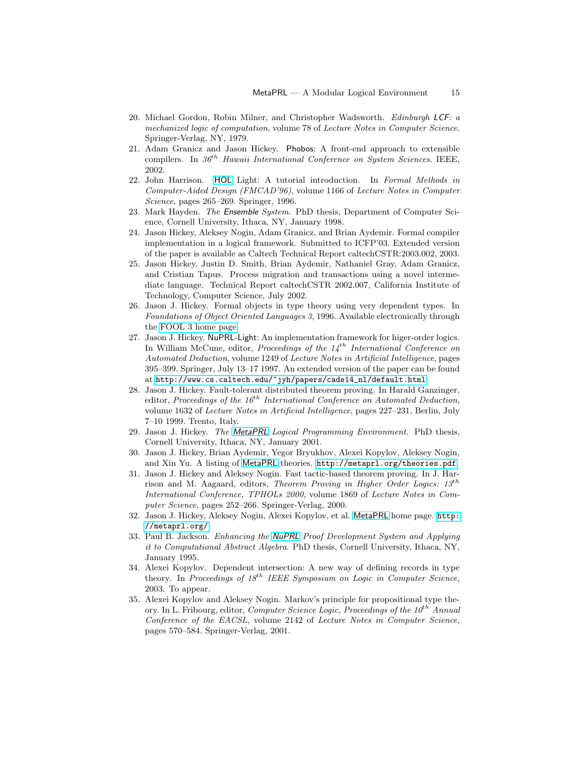20. Michael Gordon, Robin Milner, and Christopher Wadsworth. *Edinburgh LCF: a mechanized logic of computation*, volume 78 of *Lecture Notes in Computer Science*. Springer-Verlag, NY, 1979.
21. Adam Granicz and Jason Hickey. Phobos: A front-end approach to extensible compilers. In *36$^{th}$ Hawaii International Conference on System Sciences*. IEEE, 2002.
22. John Harrison. HOL Light: A tutorial introduction. In *Formal Methods in Computer-Aided Design (FMCAD'96)*, volume 1166 of *Lecture Notes in Computer Science*, pages 265–269. Springer, 1996.
23. Mark Hayden. *The Ensemble System*. PhD thesis, Department of Computer Science, Cornell University, Ithaca, NY, January 1998.
24. Jason Hickey, Aleksey Nogin, Adam Granicz, and Brian Aydemir. Formal compiler implementation in a logical framework. Submitted to ICFP'03. Extended version of the paper is available as Caltech Technical Report caltechCSTR:2003.002, 2003.
25. Jason Hickey, Justin D. Smith, Brian Aydemir, Nathaniel Gray, Adam Granicz, and Cristian Tapus. Process migration and transactions using a novel intermediate language. Technical Report caltechCSTR 2002.007, California Institute of Technology, Computer Science, July 2002.
26. Jason J. Hickey. Formal objects in type theory using very dependent types. In *Foundations of Object Oriented Languages 3*, 1996. Available electronically through the FOOL 3 home page.
27. Jason J. Hickey. NuPRL-Light: An implementation framework for higer-order logics. In William McCune, editor, *Proceedings of the 14$^{th}$ International Conference on Automated Deduction*, volume 1249 of *Lecture Notes in Artificial Intelligence*, pages 395–399. Springer, July 13–17 1997. An extended version of the paper can be found at `http://www.cs.caltech.edu/~jyh/papers/cade14_nl/default.html`.
28. Jason J. Hickey. Fault-tolerant distributed theorem proving. In Harald Ganzinger, editor, *Proceedings of the 16$^{th}$ International Conference on Automated Deduction*, volume 1632 of *Lecture Notes in Artificial Intelligence*, pages 227–231, Berlin, July 7–10 1999. Trento, Italy.
29. Jason J. Hickey. *The MetaPRL Logical Programming Environment*. PhD thesis, Cornell University, Ithaca, NY, January 2001.
30. Jason J. Hickey, Brian Aydemir, Yegor Bryukhov, Alexei Kopylov, Aleksey Nogin, and Xin Yu. A listing of MetaPRL theories. `http://metaprl.org/theories.pdf`.
31. Jason J. Hickey and Aleksey Nogin. Fast tactic-based theorem proving. In J. Harrison and M. Aagaard, editors, *Theorem Proving in Higher Order Logics: 13$^{th}$ International Conference, TPHOLs 2000*, volume 1869 of *Lecture Notes in Computer Science*, pages 252–266. Springer-Verlag, 2000.
32. Jason J. Hickey, Aleksey Nogin, Alexei Kopylov, et al. MetaPRL home page. `http://metaprl.org/`.
33. Paul B. Jackson. *Enhancing the NuPRL Proof Development System and Applying it to Computational Abstract Algebra*. PhD thesis, Cornell University, Ithaca, NY, January 1995.
34. Alexei Kopylov. Dependent intersection: A new way of defining records in type theory. In *Proceedings of 18$^{th}$ IEEE Symposium on Logic in Computer Science*, 2003. To appear.
35. Alexei Kopylov and Aleksey Nogin. Markov's principle for propositional type theory. In L. Fribourg, editor, *Computer Science Logic, Proceedings of the 10$^{th}$ Annual Conference of the EACSL*, volume 2142 of *Lecture Notes in Computer Science*, pages 570–584. Springer-Verlag, 2001.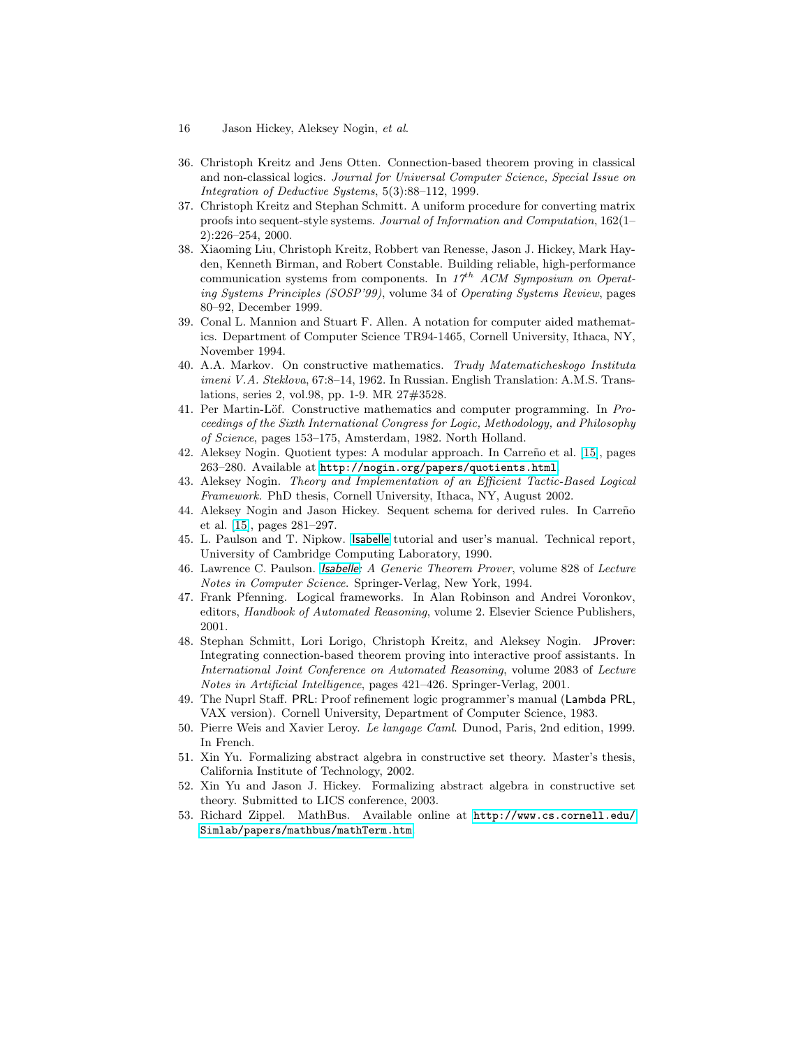36. Christoph Kreitz and Jens Otten. Connection-based theorem proving in classical and non-classical logics. *Journal for Universal Computer Science, Special Issue on Integration of Deductive Systems*, 5(3):88–112, 1999.
37. Christoph Kreitz and Stephan Schmitt. A uniform procedure for converting matrix proofs into sequent-style systems. *Journal of Information and Computation*, 162(1–2):226–254, 2000.
38. Xiaoming Liu, Christoph Kreitz, Robbert van Renesse, Jason J. Hickey, Mark Hayden, Kenneth Birman, and Robert Constable. Building reliable, high-performance communication systems from components. In *17th ACM Symposium on Operating Systems Principles (SOSP'99)*, volume 34 of *Operating Systems Review*, pages 80–92, December 1999.
39. Conal L. Mannion and Stuart F. Allen. A notation for computer aided mathematics. Department of Computer Science TR94-1465, Cornell University, Ithaca, NY, November 1994.
40. A.A. Markov. On constructive mathematics. *Trudy Matematicheskogo Instituta imeni V.A. Steklova*, 67:8–14, 1962. In Russian. English Translation: A.M.S. Translations, series 2, vol.98, pp. 1-9. MR 27#3528.
41. Per Martin-Löf. Constructive mathematics and computer programming. In *Proceedings of the Sixth International Congress for Logic, Methodology, and Philosophy of Science*, pages 153–175, Amsterdam, 1982. North Holland.
42. Aleksey Nogin. Quotient types: A modular approach. In Carreño et al. [15], pages 263–280. Available at http://nogin.org/papers/quotients.html.
43. Aleksey Nogin. *Theory and Implementation of an Efficient Tactic-Based Logical Framework*. PhD thesis, Cornell University, Ithaca, NY, August 2002.
44. Aleksey Nogin and Jason Hickey. Sequent schema for derived rules. In Carreño et al. [15], pages 281–297.
45. L. Paulson and T. Nipkow. Isabelle tutorial and user's manual. Technical report, University of Cambridge Computing Laboratory, 1990.
46. Lawrence C. Paulson. *Isabelle: A Generic Theorem Prover*, volume 828 of *Lecture Notes in Computer Science*. Springer-Verlag, New York, 1994.
47. Frank Pfenning. Logical frameworks. In Alan Robinson and Andrei Voronkov, editors, *Handbook of Automated Reasoning*, volume 2. Elsevier Science Publishers, 2001.
48. Stephan Schmitt, Lori Lorigo, Christoph Kreitz, and Aleksey Nogin. JProver: Integrating connection-based theorem proving into interactive proof assistants. In *International Joint Conference on Automated Reasoning*, volume 2083 of *Lecture Notes in Artificial Intelligence*, pages 421–426. Springer-Verlag, 2001.
49. The Nuprl Staff. PRL: Proof refinement logic programmer's manual (Lambda PRL, VAX version). Cornell University, Department of Computer Science, 1983.
50. Pierre Weis and Xavier Leroy. *Le langage Caml*. Dunod, Paris, 2nd edition, 1999. In French.
51. Xin Yu. Formalizing abstract algebra in constructive set theory. Master's thesis, California Institute of Technology, 2002.
52. Xin Yu and Jason J. Hickey. Formalizing abstract algebra in constructive set theory. Submitted to LICS conference, 2003.
53. Richard Zippel. MathBus. Available online at http://www.cs.cornell.edu/Simlab/papers/mathbus/mathTerm.htm.